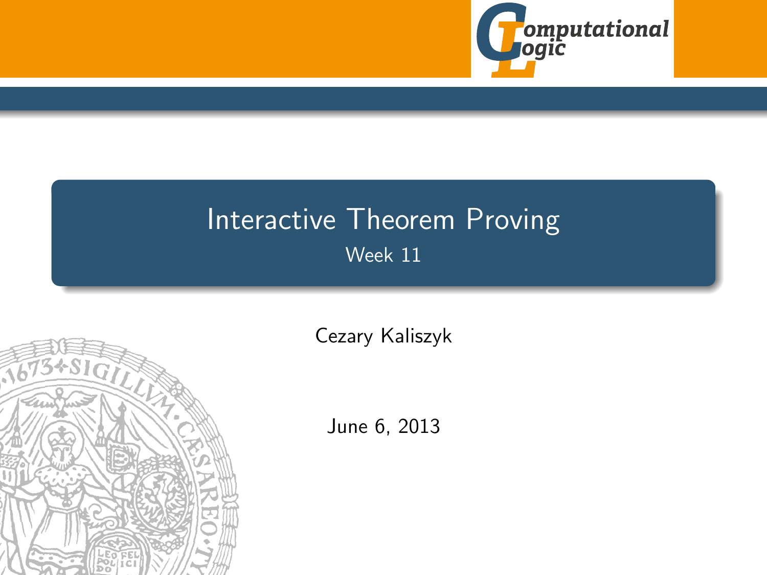# Interactive Theorem Proving

Week 11

Cezary Kaliszyk

June 6, 2013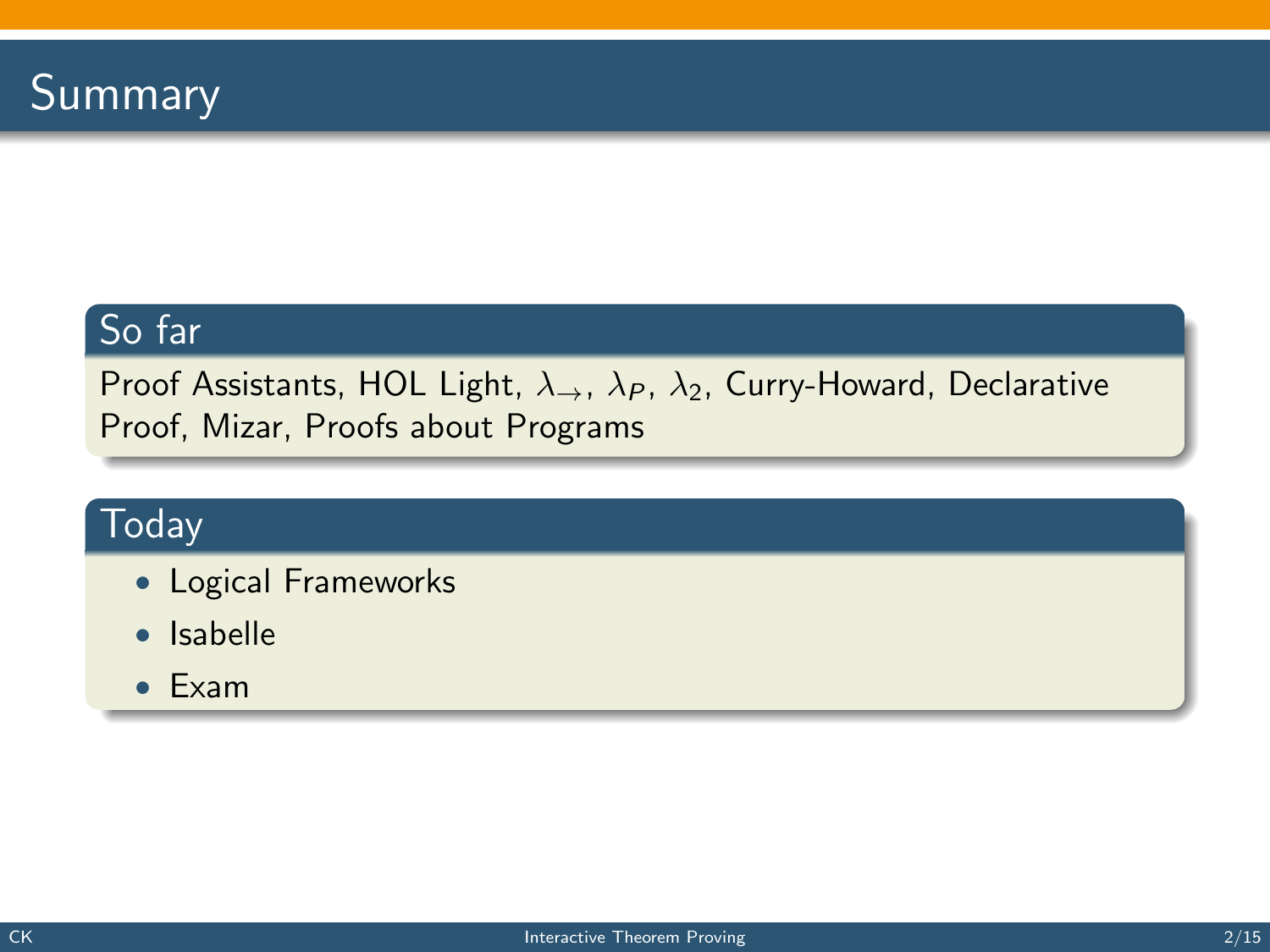# Summary

## So far

Proof Assistants, HOL Light, $\lambda_{\rightarrow}$, $\lambda_P$, $\lambda_2$, Curry-Howard, Declarative Proof, Mizar, Proofs about Programs

## Today

- Logical Frameworks
- Isabelle
- Exam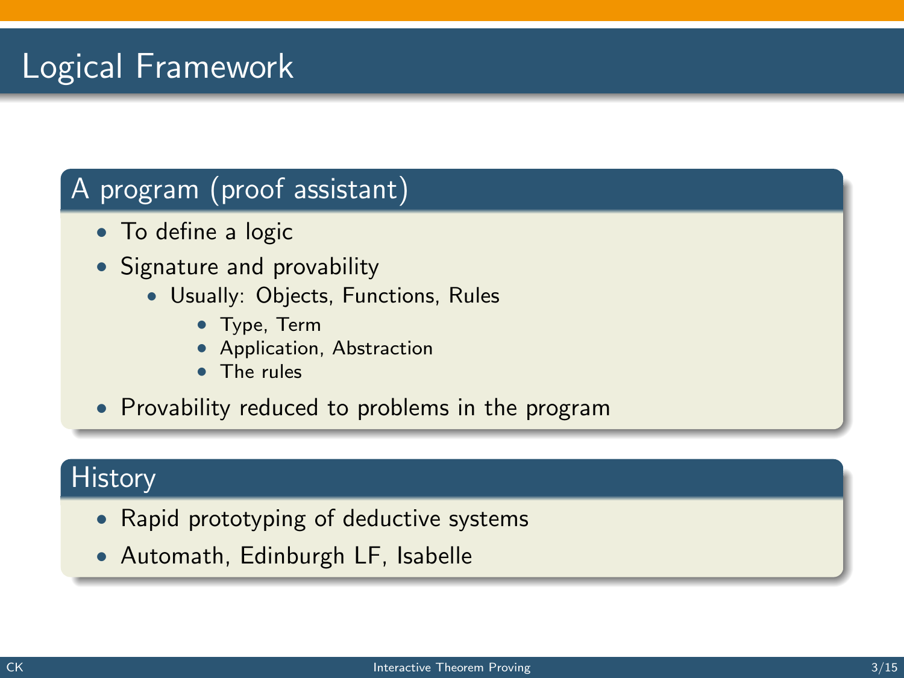# Logical Framework

## A program (proof assistant)

- To define a logic
- Signature and provability
  - Usually: Objects, Functions, Rules
    - Type, Term
    - Application, Abstraction
    - The rules
- Provability reduced to problems in the program

## History

- Rapid prototyping of deductive systems
- Automath, Edinburgh LF, Isabelle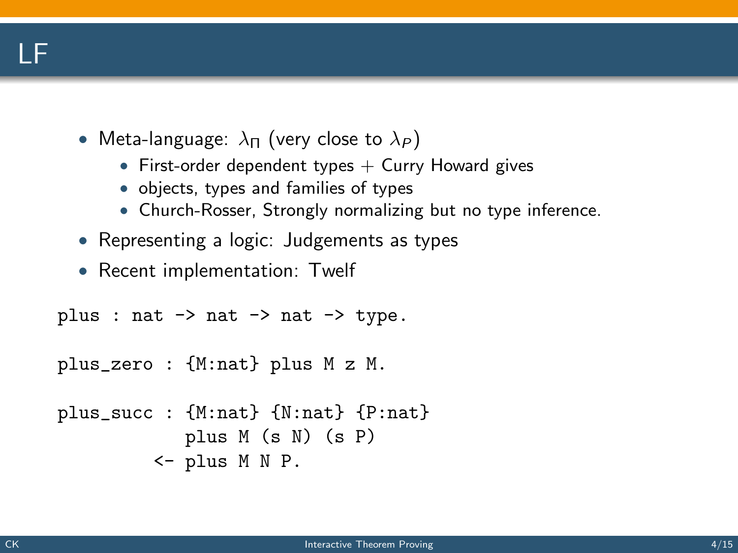# LF

- Meta-language: $\lambda_\Pi$ (very close to $\lambda_P$)
  - First-order dependent types + Curry Howard gives
  - objects, types and families of types
  - Church-Rosser, Strongly normalizing but no type inference.
- Representing a logic: Judgements as types
- Recent implementation: Twelf

```
plus : nat -> nat -> nat -> type.

plus_zero : {M:nat} plus M z M.

plus_succ : {M:nat} {N:nat} {P:nat}
            plus M (s N) (s P)
         <- plus M N P.
```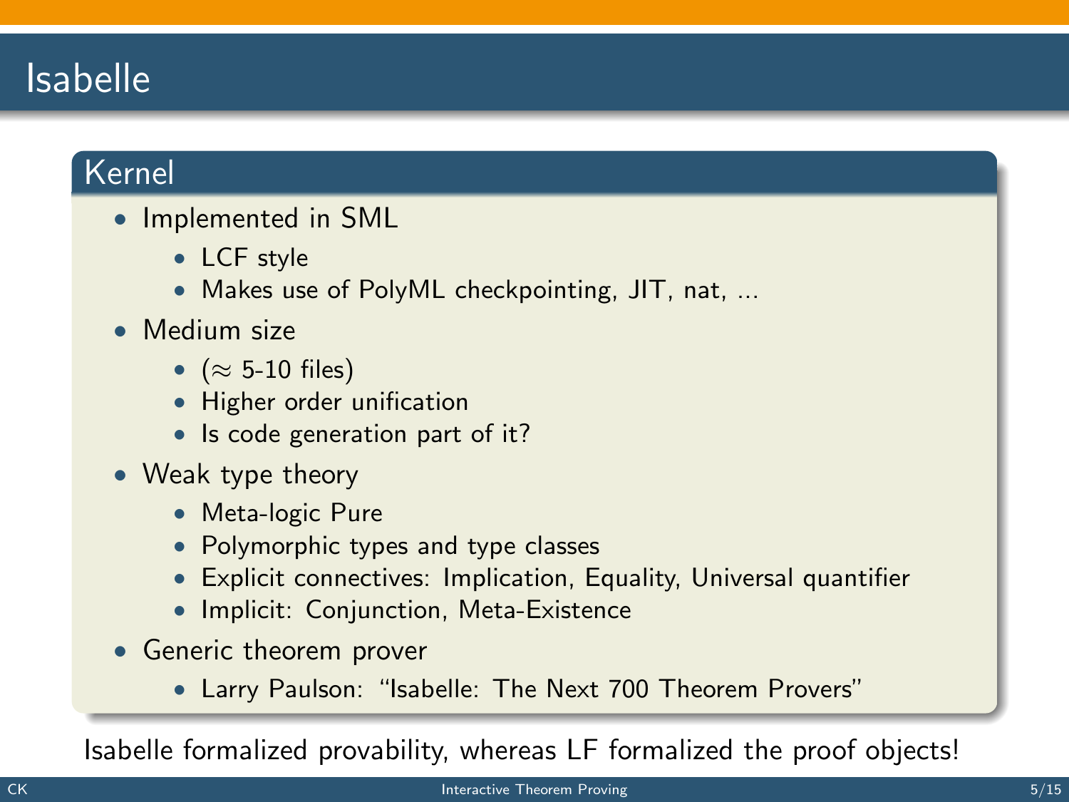# Isabelle

## Kernel

- Implemented in SML
  - LCF style
  - Makes use of PolyML checkpointing, JIT, nat, ...
- Medium size
  - ($\approx$ 5-10 files)
  - Higher order unification
  - Is code generation part of it?
- Weak type theory
  - Meta-logic Pure
  - Polymorphic types and type classes
  - Explicit connectives: Implication, Equality, Universal quantifier
  - Implicit: Conjunction, Meta-Existence
- Generic theorem prover
  - Larry Paulson: "Isabelle: The Next 700 Theorem Provers"

Isabelle formalized provability, whereas LF formalized the proof objects!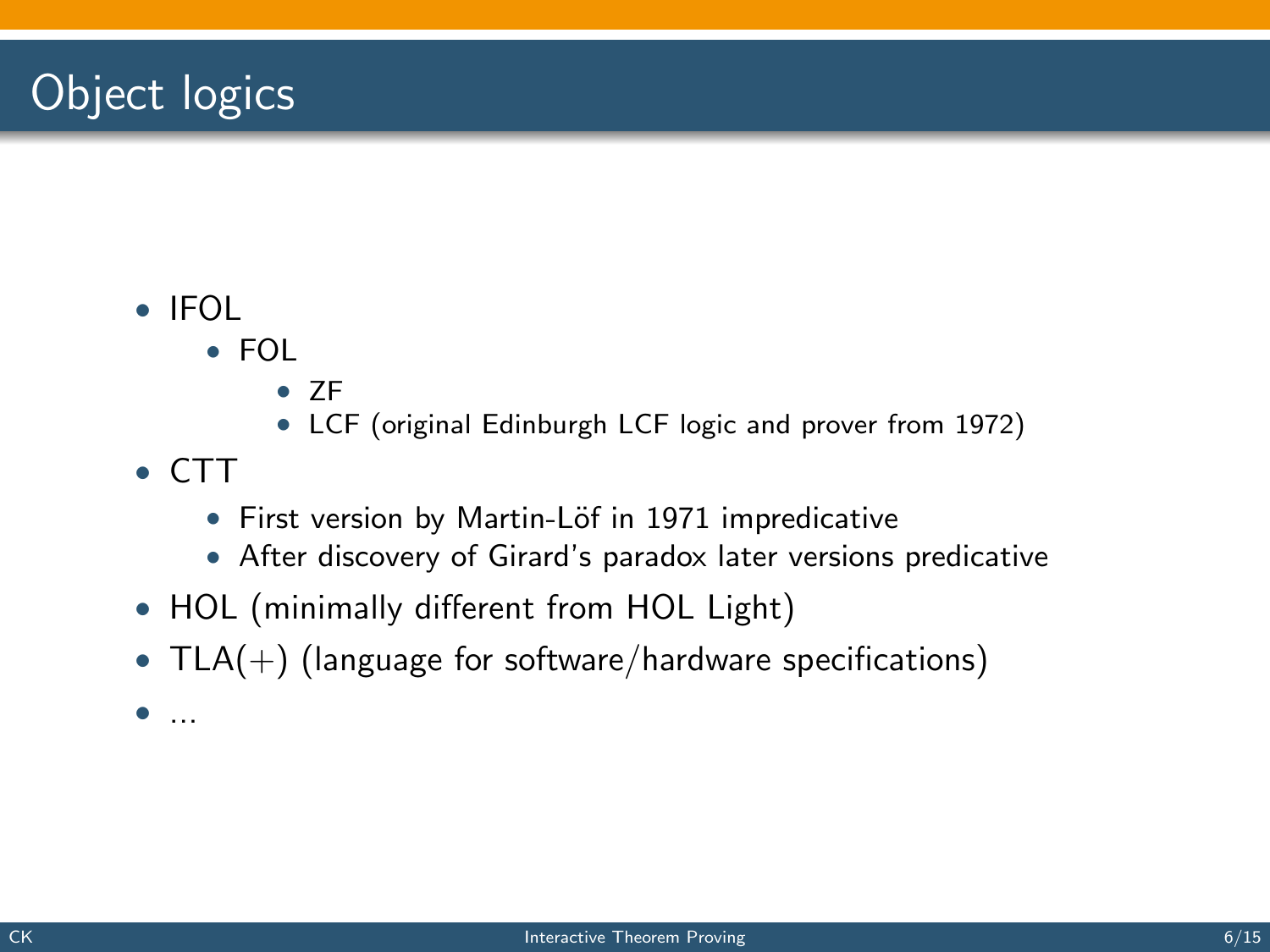# Object logics

- IFOL
  - FOL
    - ZF
    - LCF (original Edinburgh LCF logic and prover from 1972)
- CTT
  - First version by Martin-Löf in 1971 impredicative
  - After discovery of Girard's paradox later versions predicative
- HOL (minimally different from HOL Light)
- TLA(+) (language for software/hardware specifications)
- ...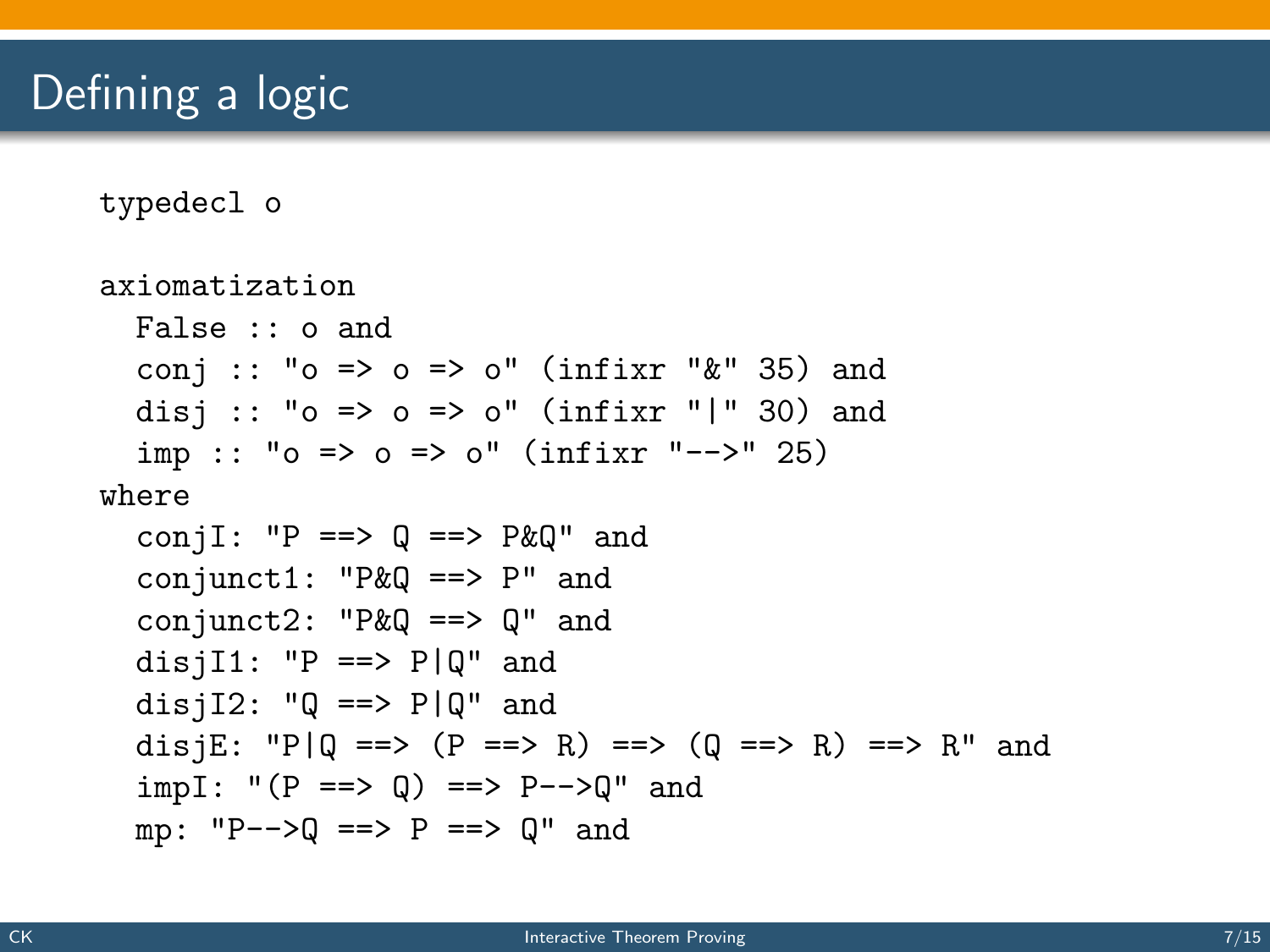# Defining a logic

```
typedecl o

axiomatization
  False :: o and
  conj :: "o => o => o" (infixr "&" 35) and
  disj :: "o => o => o" (infixr "|" 30) and
  imp :: "o => o => o" (infixr "-->" 25)
where
  conjI: "P ==> Q ==> P&Q" and
  conjunct1: "P&Q ==> P" and
  conjunct2: "P&Q ==> Q" and
  disjI1: "P ==> P|Q" and
  disjI2: "Q ==> P|Q" and
  disjE: "P|Q ==> (P ==> R) ==> (Q ==> R) ==> R" and
  impI: "(P ==> Q) ==> P-->Q" and
  mp: "P-->Q ==> P ==> Q" and
```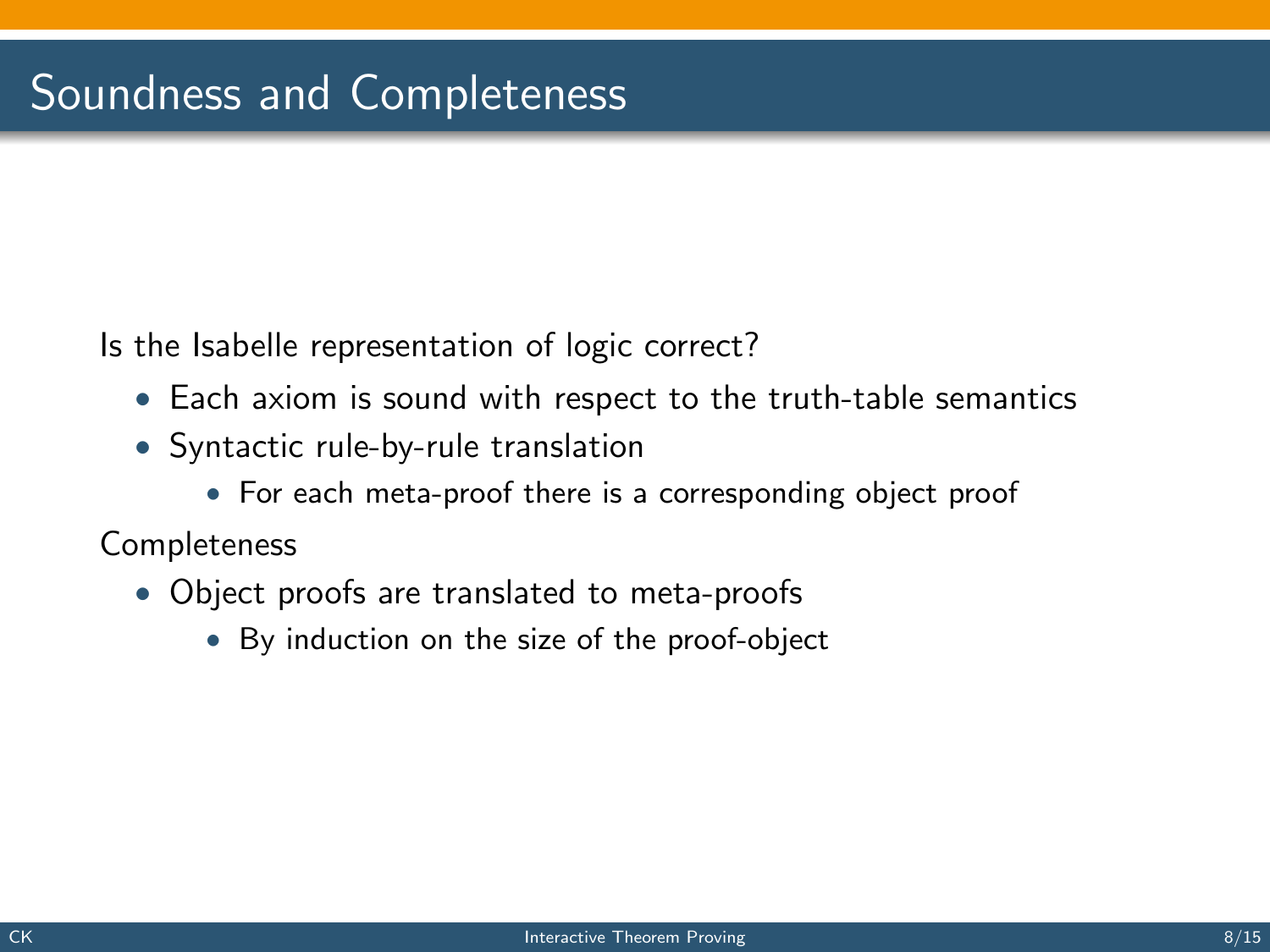# Soundness and Completeness

Is the Isabelle representation of logic correct?

- Each axiom is sound with respect to the truth-table semantics
- Syntactic rule-by-rule translation
  - For each meta-proof there is a corresponding object proof

Completeness

- Object proofs are translated to meta-proofs
  - By induction on the size of the proof-object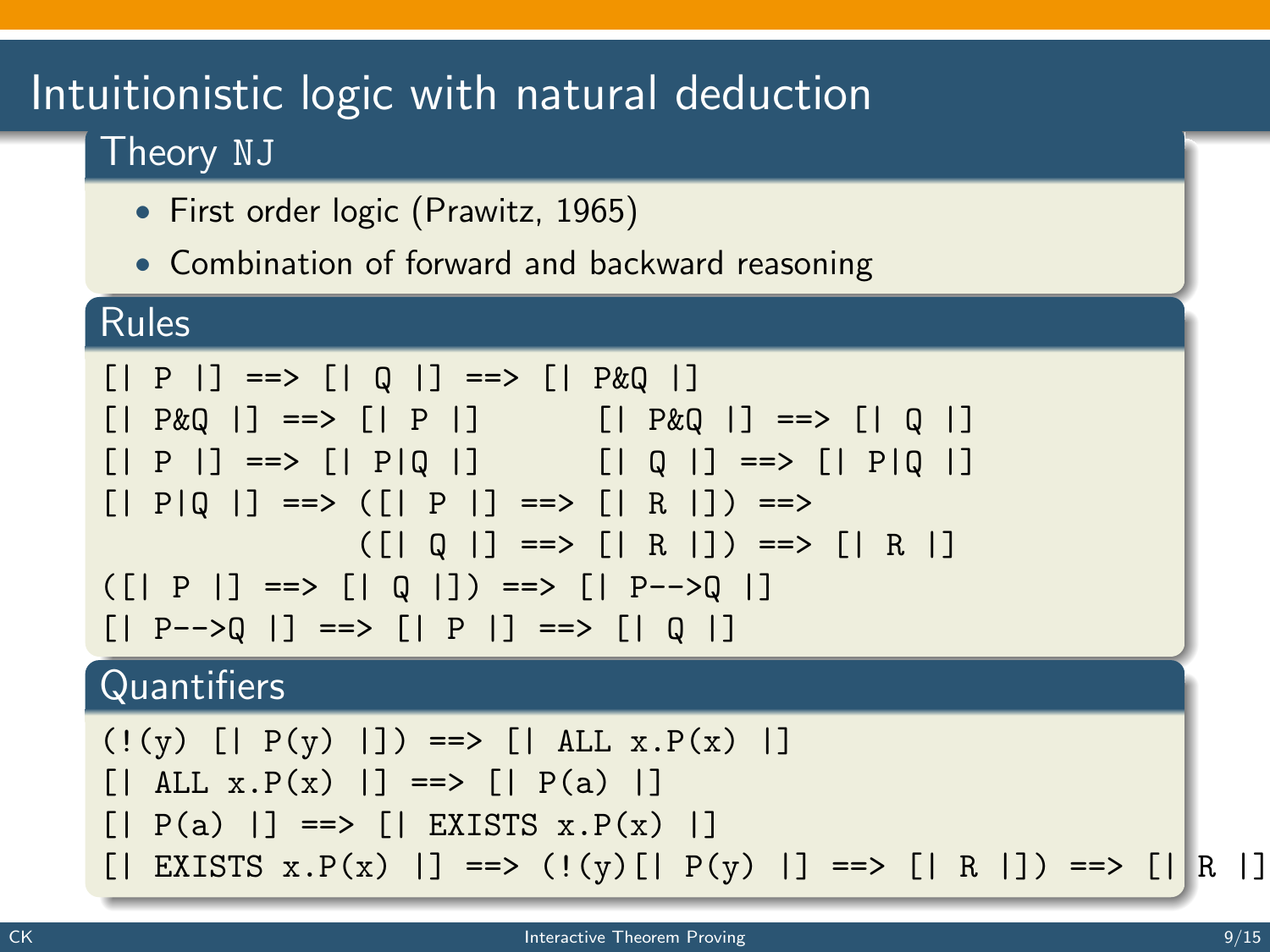# Intuitionistic logic with natural deduction

## Theory NJ

- First order logic (Prawitz, 1965)
- Combination of forward and backward reasoning

## Rules

```
[| P |] ==> [| Q |] ==> [| P&Q |]
[| P&Q |] ==> [| P |]        [| P&Q |] ==> [| Q |]
[| P |] ==> [| P|Q |]        [| Q |] ==> [| P|Q |]
[| P|Q |] ==> ([| P |] ==> [| R |]) ==>
              ([| Q |] ==> [| R |]) ==> [| R |]
([| P |] ==> [| Q |]) ==> [| P-->Q |]
[| P-->Q |] ==> [| P |] ==> [| Q |]
```

## Quantifiers

```
(!(y) [| P(y) |]) ==> [| ALL x.P(x) |]
[| ALL x.P(x) |] ==> [| P(a) |]
[| P(a) |] ==> [| EXISTS x.P(x) |]
[| EXISTS x.P(x) |] ==> (!(y)[| P(y) |] ==> [| R |]) ==> [| R |]
```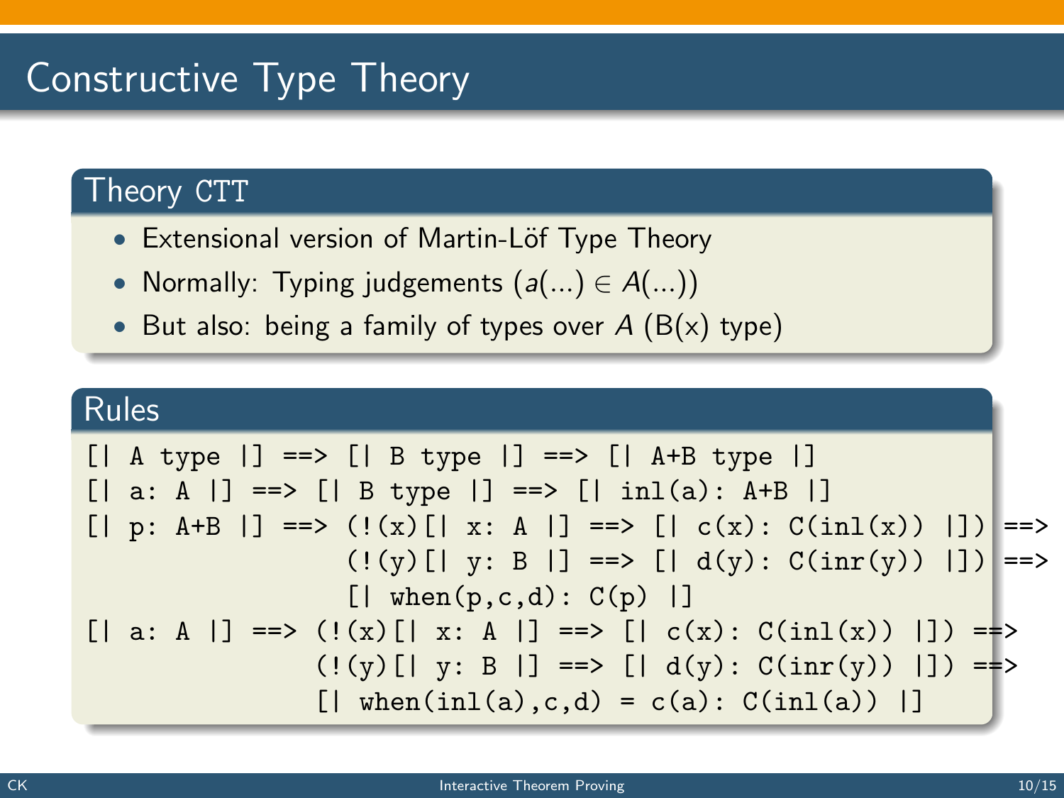# Constructive Type Theory

## Theory CTT

- Extensional version of Martin-Löf Type Theory
- Normally: Typing judgements ($a(...) \in A(...)$)
- But also: being a family of types over $A$ (B(x) type)

## Rules

```
[| A type |] ==> [| B type |] ==> [| A+B type |]
[| a: A |] ==> [| B type |] ==> [| inl(a): A+B |]
[| p: A+B |] ==> (!(x)[| x: A |] ==> [| c(x): C(inl(x)) |]) ==>
                 (!(y)[| y: B |] ==> [| d(y): C(inr(y)) |]) ==>
                 [| when(p,c,d): C(p) |]
[| a: A |] ==> (!(x)[| x: A |] ==> [| c(x): C(inl(x)) |]) ==>
               (!(y)[| y: B |] ==> [| d(y): C(inr(y)) |]) ==>
               [| when(inl(a),c,d) = c(a): C(inl(a)) |]
```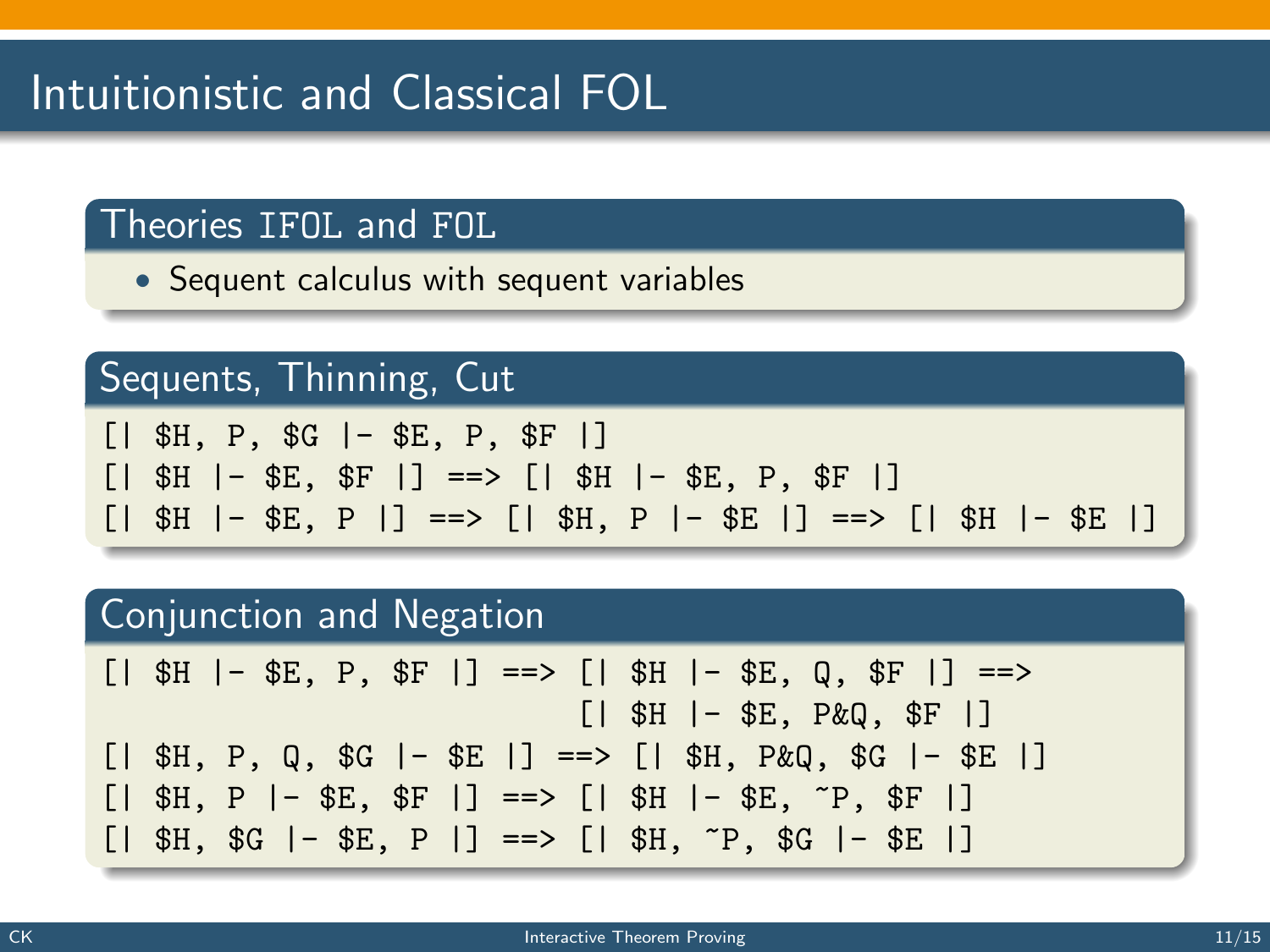# Intuitionistic and Classical FOL

## Theories IFOL and FOL

- Sequent calculus with sequent variables

## Sequents, Thinning, Cut

```
[| $H, P, $G |- $E, P, $F |]
[| $H |- $E, $F |] ==> [| $H |- $E, P, $F |]
[| $H |- $E, P |] ==> [| $H, P |- $E |] ==> [| $H |- $E |]
```

## Conjunction and Negation

```
[| $H |- $E, P, $F |] ==> [| $H |- $E, Q, $F |] ==>
                          [| $H |- $E, P&Q, $F |]
[| $H, P, Q, $G |- $E |] ==> [| $H, P&Q, $G |- $E |]
[| $H, P |- $E, $F |] ==> [| $H |- $E, ~P, $F |]
[| $H, $G |- $E, P |] ==> [| $H, ~P, $G |- $E |]
```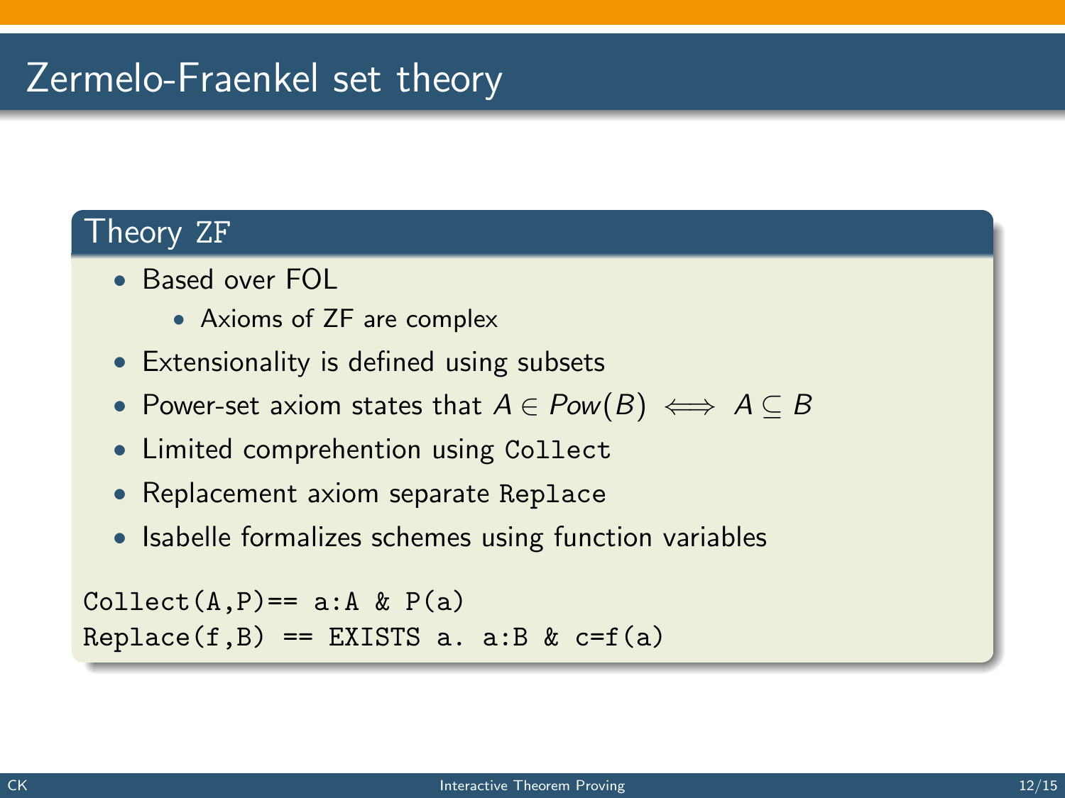# Zermelo-Fraenkel set theory

## Theory ZF

- Based over FOL
  - Axioms of ZF are complex
- Extensionality is defined using subsets
- Power-set axiom states that $A \in Pow(B) \iff A \subseteq B$
- Limited comprehention using `Collect`
- Replacement axiom separate `Replace`
- Isabelle formalizes schemes using function variables

```
Collect(A,P)== a:A & P(a)
Replace(f,B) == EXISTS a. a:B & c=f(a)
```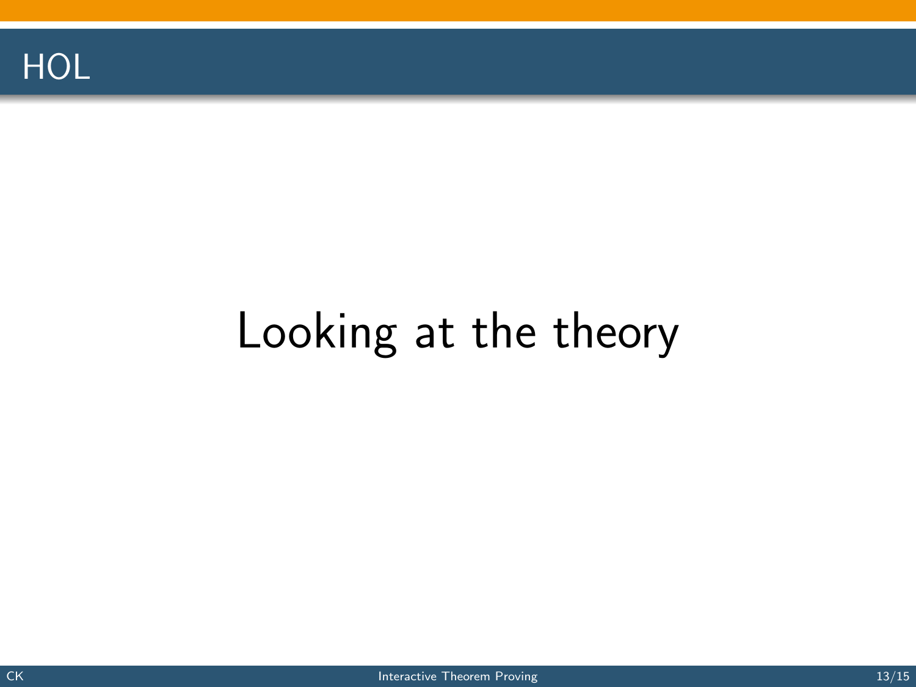# HOL

Looking at the theory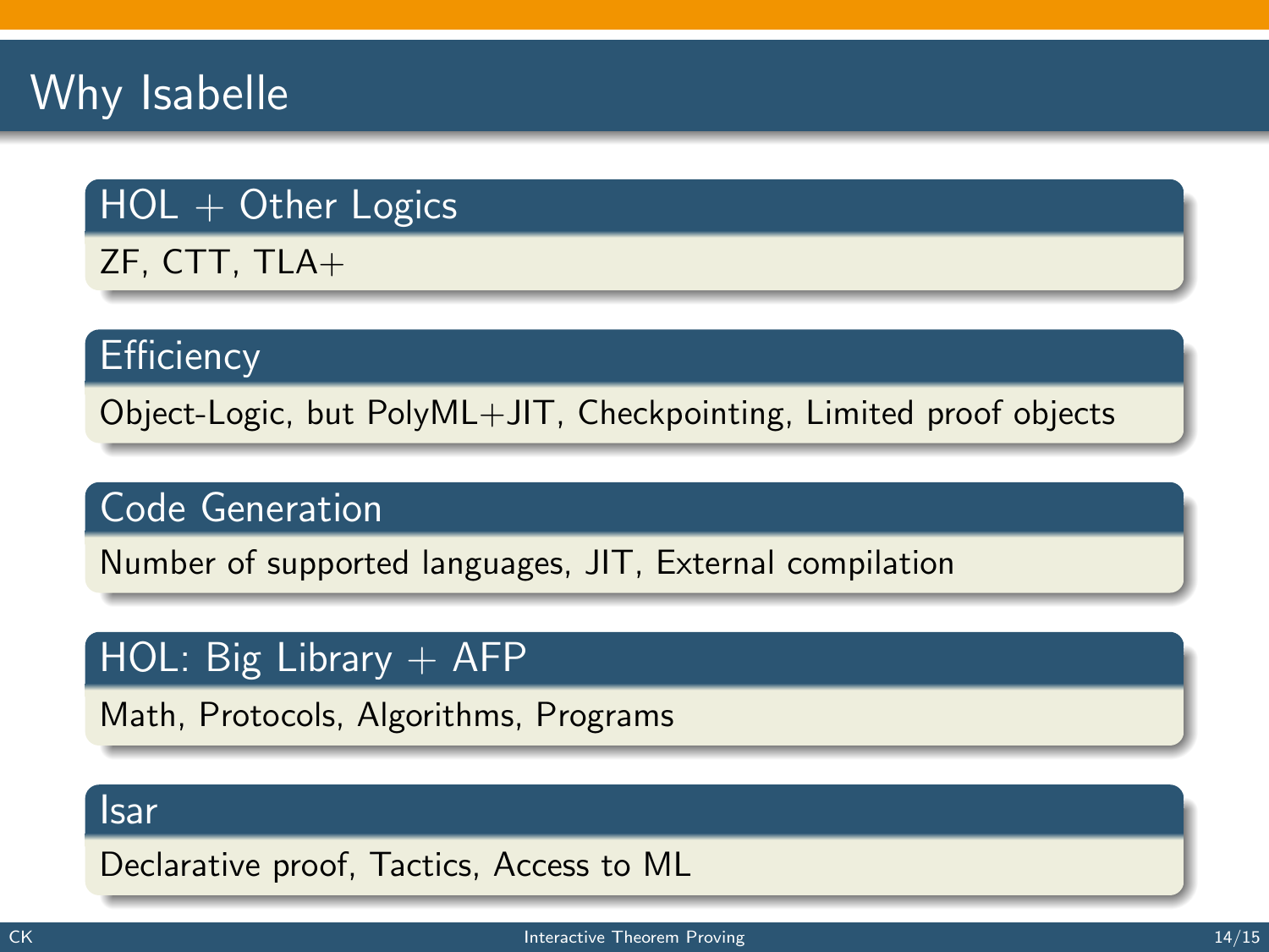# Why Isabelle

### HOL + Other Logics

ZF, CTT, TLA+

### Efficiency

Object-Logic, but PolyML+JIT, Checkpointing, Limited proof objects

### Code Generation

Number of supported languages, JIT, External compilation

### HOL: Big Library + AFP

Math, Protocols, Algorithms, Programs

### Isar

Declarative proof, Tactics, Access to ML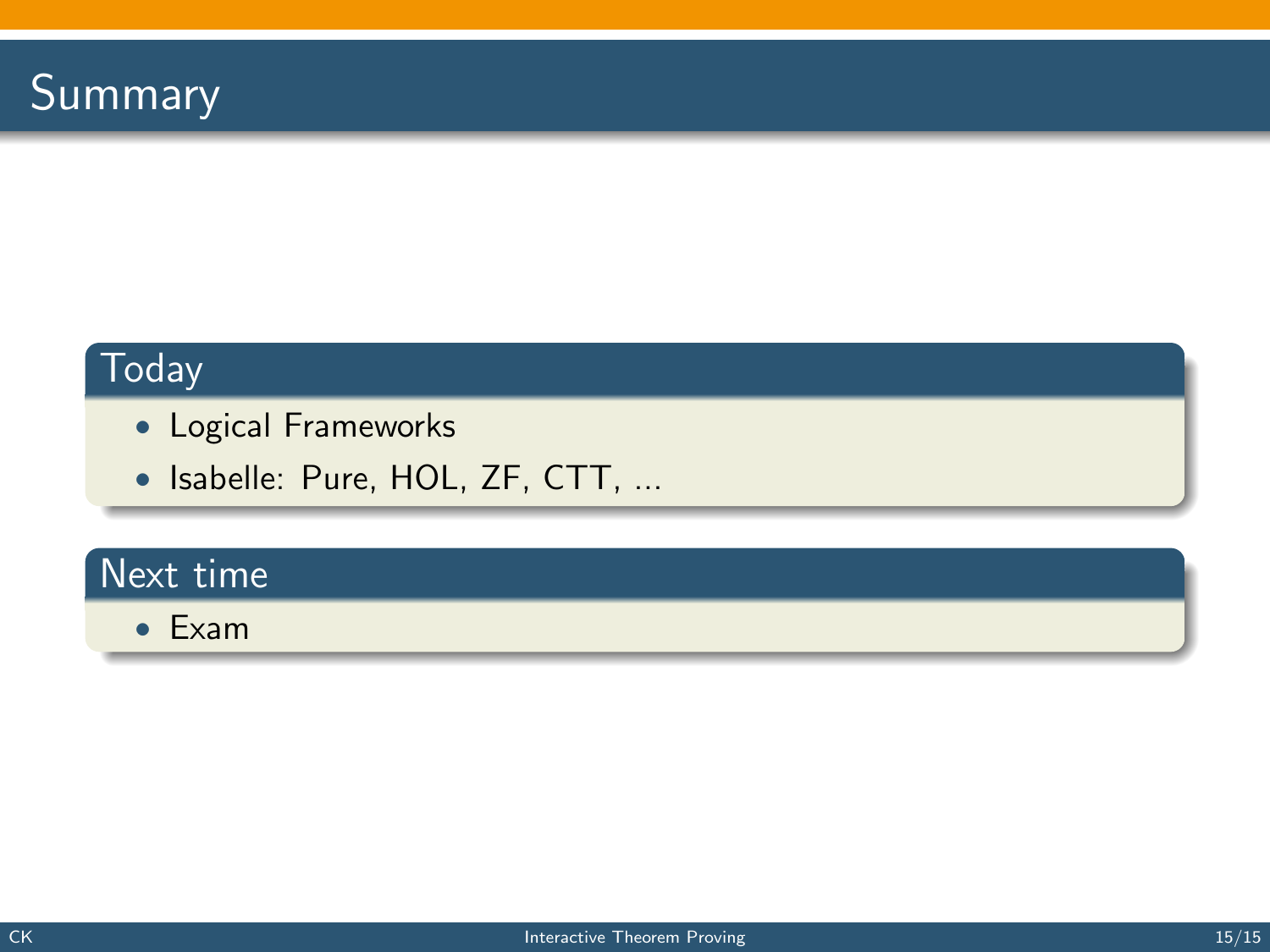# Summary

### Today

- Logical Frameworks
- Isabelle: Pure, HOL, ZF, CTT, ...

### Next time

- Exam